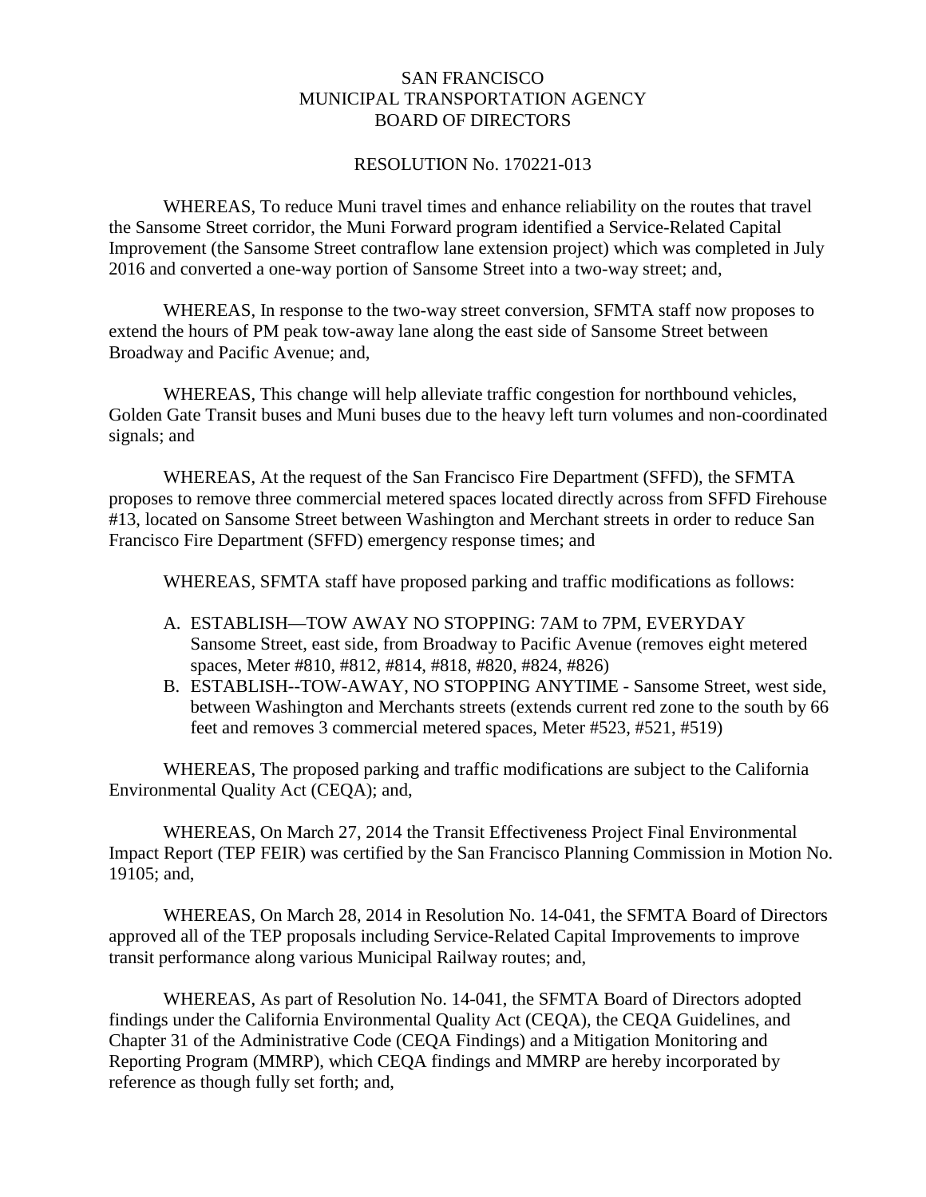SAN FRANCISCO
MUNICIPAL TRANSPORTATION AGENCY
BOARD OF DIRECTORS

RESOLUTION No. 170221-013

WHEREAS, To reduce Muni travel times and enhance reliability on the routes that travel the Sansome Street corridor, the Muni Forward program identified a Service-Related Capital Improvement (the Sansome Street contraflow lane extension project) which was completed in July 2016 and converted a one-way portion of Sansome Street into a two-way street; and,

WHEREAS, In response to the two-way street conversion, SFMTA staff now proposes to extend the hours of PM peak tow-away lane along the east side of Sansome Street between Broadway and Pacific Avenue; and,

WHEREAS, This change will help alleviate traffic congestion for northbound vehicles, Golden Gate Transit buses and Muni buses due to the heavy left turn volumes and non-coordinated signals; and

WHEREAS, At the request of the San Francisco Fire Department (SFFD), the SFMTA proposes to remove three commercial metered spaces located directly across from SFFD Firehouse #13, located on Sansome Street between Washington and Merchant streets in order to reduce San Francisco Fire Department (SFFD) emergency response times; and

WHEREAS, SFMTA staff have proposed parking and traffic modifications as follows:

A. ESTABLISH—TOW AWAY NO STOPPING: 7AM to 7PM, EVERYDAY Sansome Street, east side, from Broadway to Pacific Avenue (removes eight metered spaces, Meter #810, #812, #814, #818, #820, #824, #826)
B. ESTABLISH--TOW-AWAY, NO STOPPING ANYTIME - Sansome Street, west side, between Washington and Merchants streets (extends current red zone to the south by 66 feet and removes 3 commercial metered spaces, Meter #523, #521, #519)

WHEREAS, The proposed parking and traffic modifications are subject to the California Environmental Quality Act (CEQA); and,

WHEREAS, On March 27, 2014 the Transit Effectiveness Project Final Environmental Impact Report (TEP FEIR) was certified by the San Francisco Planning Commission in Motion No. 19105; and,

WHEREAS, On March 28, 2014 in Resolution No. 14-041, the SFMTA Board of Directors approved all of the TEP proposals including Service-Related Capital Improvements to improve transit performance along various Municipal Railway routes; and,

WHEREAS, As part of Resolution No. 14-041, the SFMTA Board of Directors adopted findings under the California Environmental Quality Act (CEQA), the CEQA Guidelines, and Chapter 31 of the Administrative Code (CEQA Findings) and a Mitigation Monitoring and Reporting Program (MMRP), which CEQA findings and MMRP are hereby incorporated by reference as though fully set forth; and,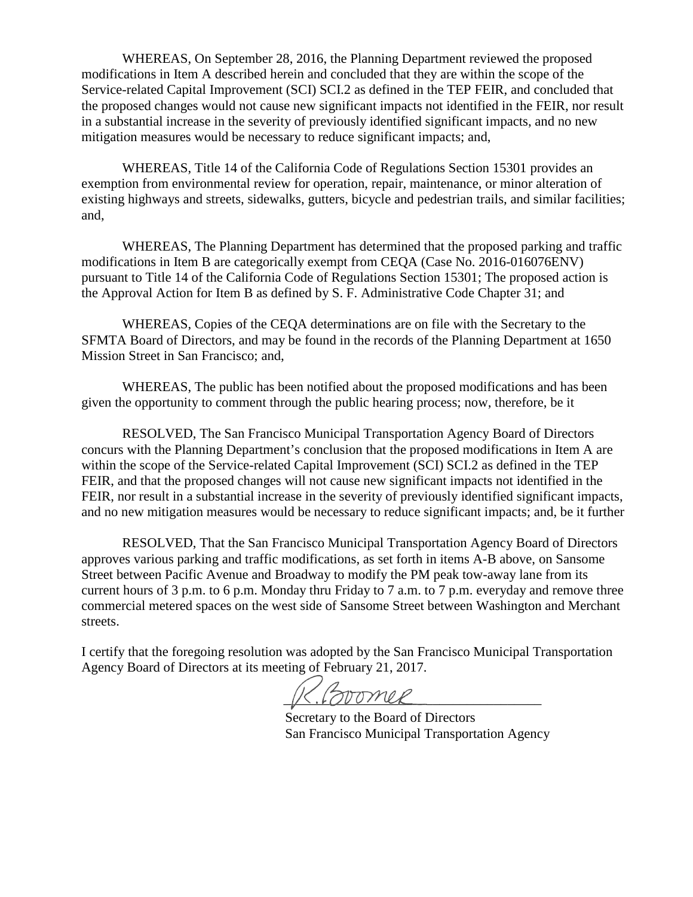WHEREAS, On September 28, 2016, the Planning Department reviewed the proposed modifications in Item A described herein and concluded that they are within the scope of the Service-related Capital Improvement (SCI) SCI.2 as defined in the TEP FEIR, and concluded that the proposed changes would not cause new significant impacts not identified in the FEIR, nor result in a substantial increase in the severity of previously identified significant impacts, and no new mitigation measures would be necessary to reduce significant impacts; and,

WHEREAS, Title 14 of the California Code of Regulations Section 15301 provides an exemption from environmental review for operation, repair, maintenance, or minor alteration of existing highways and streets, sidewalks, gutters, bicycle and pedestrian trails, and similar facilities; and,

WHEREAS, The Planning Department has determined that the proposed parking and traffic modifications in Item B are categorically exempt from CEQA (Case No. 2016-016076ENV) pursuant to Title 14 of the California Code of Regulations Section 15301; The proposed action is the Approval Action for Item B as defined by S. F. Administrative Code Chapter 31; and

WHEREAS, Copies of the CEQA determinations are on file with the Secretary to the SFMTA Board of Directors, and may be found in the records of the Planning Department at 1650 Mission Street in San Francisco; and,

WHEREAS, The public has been notified about the proposed modifications and has been given the opportunity to comment through the public hearing process; now, therefore, be it

RESOLVED, The San Francisco Municipal Transportation Agency Board of Directors concurs with the Planning Department's conclusion that the proposed modifications in Item A are within the scope of the Service-related Capital Improvement (SCI) SCI.2 as defined in the TEP FEIR, and that the proposed changes will not cause new significant impacts not identified in the FEIR, nor result in a substantial increase in the severity of previously identified significant impacts, and no new mitigation measures would be necessary to reduce significant impacts; and, be it further

RESOLVED, That the San Francisco Municipal Transportation Agency Board of Directors approves various parking and traffic modifications, as set forth in items A-B above, on Sansome Street between Pacific Avenue and Broadway to modify the PM peak tow-away lane from its current hours of 3 p.m. to 6 p.m. Monday thru Friday to 7 a.m. to 7 p.m. everyday and remove three commercial metered spaces on the west side of Sansome Street between Washington and Merchant streets.

I certify that the foregoing resolution was adopted by the San Francisco Municipal Transportation Agency Board of Directors at its meeting of February 21, 2017.

R. Boomer

Secretary to the Board of Directors
San Francisco Municipal Transportation Agency